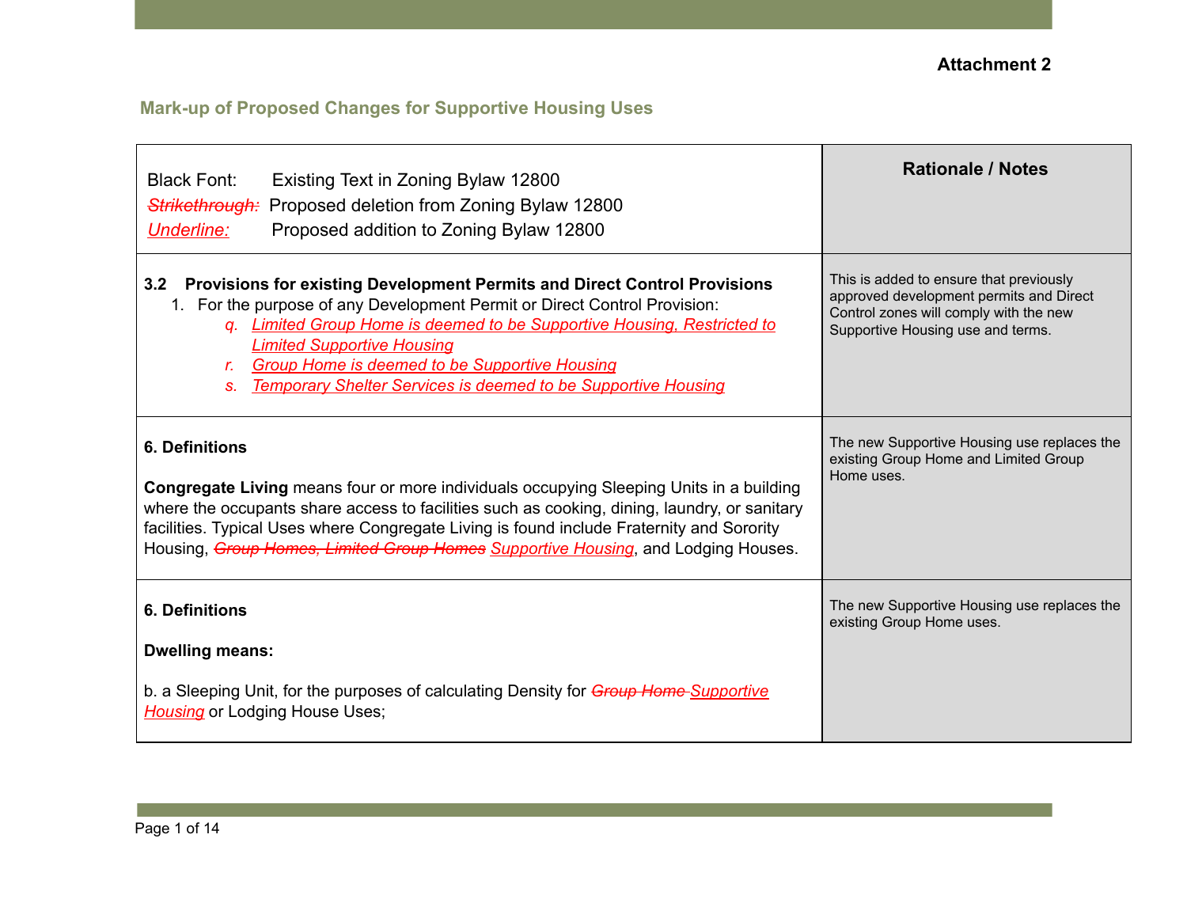Attachment 2

## Mark-up of Proposed Changes for Supportive Housing Uses

| Black Font: Existing Text in Zoning Bylaw 12800<br>~~Strikethrough:~~ Proposed deletion from Zoning Bylaw 12800<br><u>Underline:</u> Proposed addition to Zoning Bylaw 12800 | **Rationale / Notes** |
|---|---|
| **3.2 Provisions for existing Development Permits and Direct Control Provisions**<br>1. For the purpose of any Development Permit or Direct Control Provision:<br>q. <u>Limited Group Home is deemed to be Supportive Housing, Restricted to Limited Supportive Housing</u><br>r. <u>Group Home is deemed to be Supportive Housing</u><br>s. <u>Temporary Shelter Services is deemed to be Supportive Housing</u> | This is added to ensure that previously approved development permits and Direct Control zones will comply with the new Supportive Housing use and terms. |
| **6. Definitions**<br><br>**Congregate Living** means four or more individuals occupying Sleeping Units in a building where the occupants share access to facilities such as cooking, dining, laundry, or sanitary facilities. Typical Uses where Congregate Living is found include Fraternity and Sorority Housing, ~~Group Homes, Limited Group Homes~~ <u>Supportive Housing</u>, and Lodging Houses. | The new Supportive Housing use replaces the existing Group Home and Limited Group Home uses. |
| **6. Definitions**<br><br>**Dwelling means:**<br><br>b. a Sleeping Unit, for the purposes of calculating Density for ~~Group Home~~ <u>Supportive Housing</u> or Lodging House Uses; | The new Supportive Housing use replaces the existing Group Home uses. |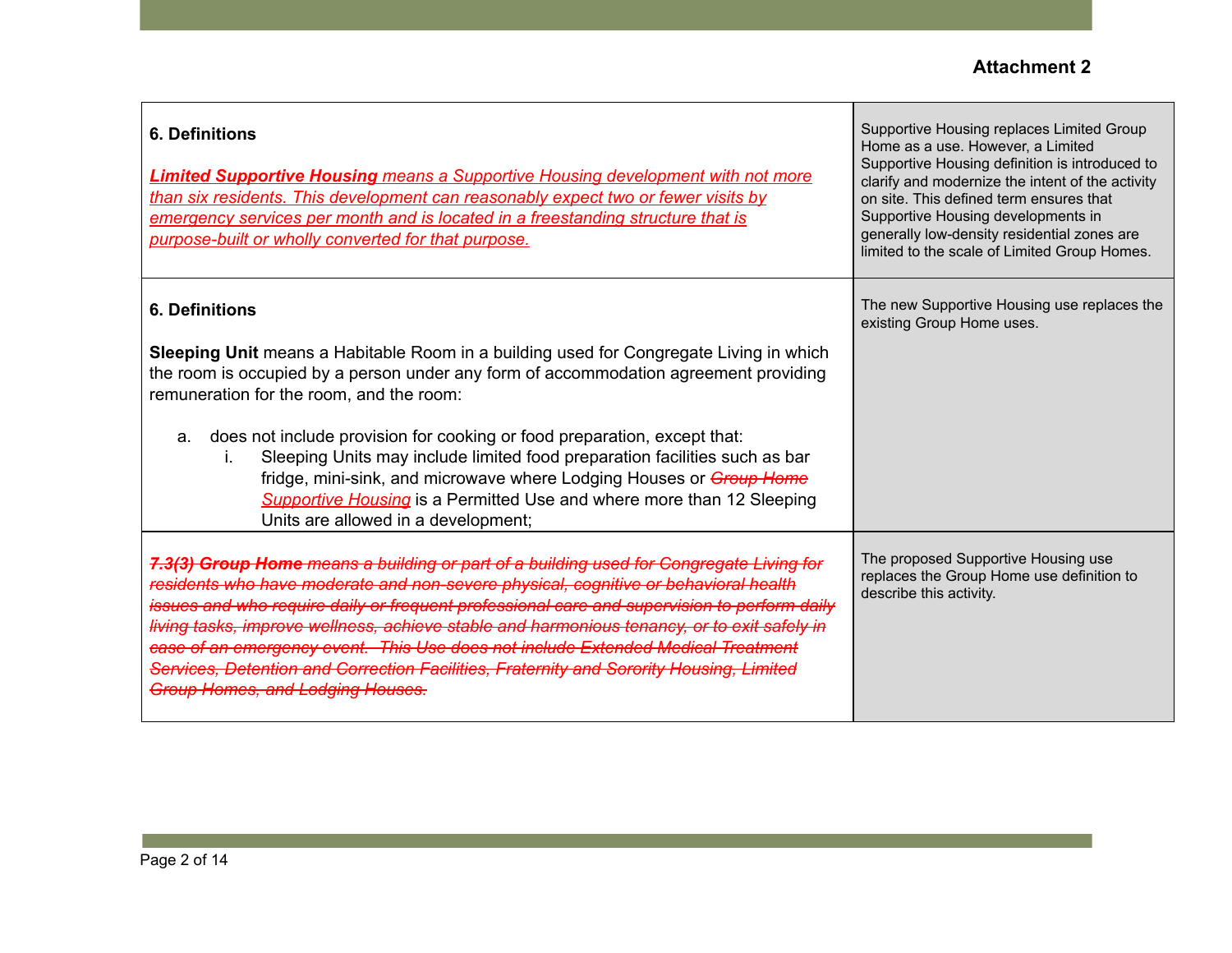**Attachment 2**

| | |
|---|---|
| **6. Definitions**<br><br>***Limited Supportive Housing*** *means a Supportive Housing development with not more than six residents. This development can reasonably expect two or fewer visits by emergency services per month and is located in a freestanding structure that is purpose-built or wholly converted for that purpose.* | Supportive Housing replaces Limited Group Home as a use. However, a Limited Supportive Housing definition is introduced to clarify and modernize the intent of the activity on site. This defined term ensures that Supportive Housing developments in generally low-density residential zones are limited to the scale of Limited Group Homes. |
| **6. Definitions**<br><br>**Sleeping Unit** means a Habitable Room in a building used for Congregate Living in which the room is occupied by a person under any form of accommodation agreement providing remuneration for the room, and the room:<br><br>a. does not include provision for cooking or food preparation, except that:<br>i. Sleeping Units may include limited food preparation facilities such as bar fridge, mini-sink, and microwave where Lodging Houses or ~~*Group Home*~~ *Supportive Housing* is a Permitted Use and where more than 12 Sleeping Units are allowed in a development; | The new Supportive Housing use replaces the existing Group Home uses. |
| ~~***7.3(3) Group Home*** *means a building or part of a building used for Congregate Living for residents who have moderate and non-severe physical, cognitive or behavioral health issues and who require daily or frequent professional care and supervision to perform daily living tasks, improve wellness, achieve stable and harmonious tenancy, or to exit safely in case of an emergency event. This Use does not include Extended Medical Treatment Services, Detention and Correction Facilities, Fraternity and Sorority Housing, Limited Group Homes, and Lodging Houses.*~~ | The proposed Supportive Housing use replaces the Group Home use definition to describe this activity. |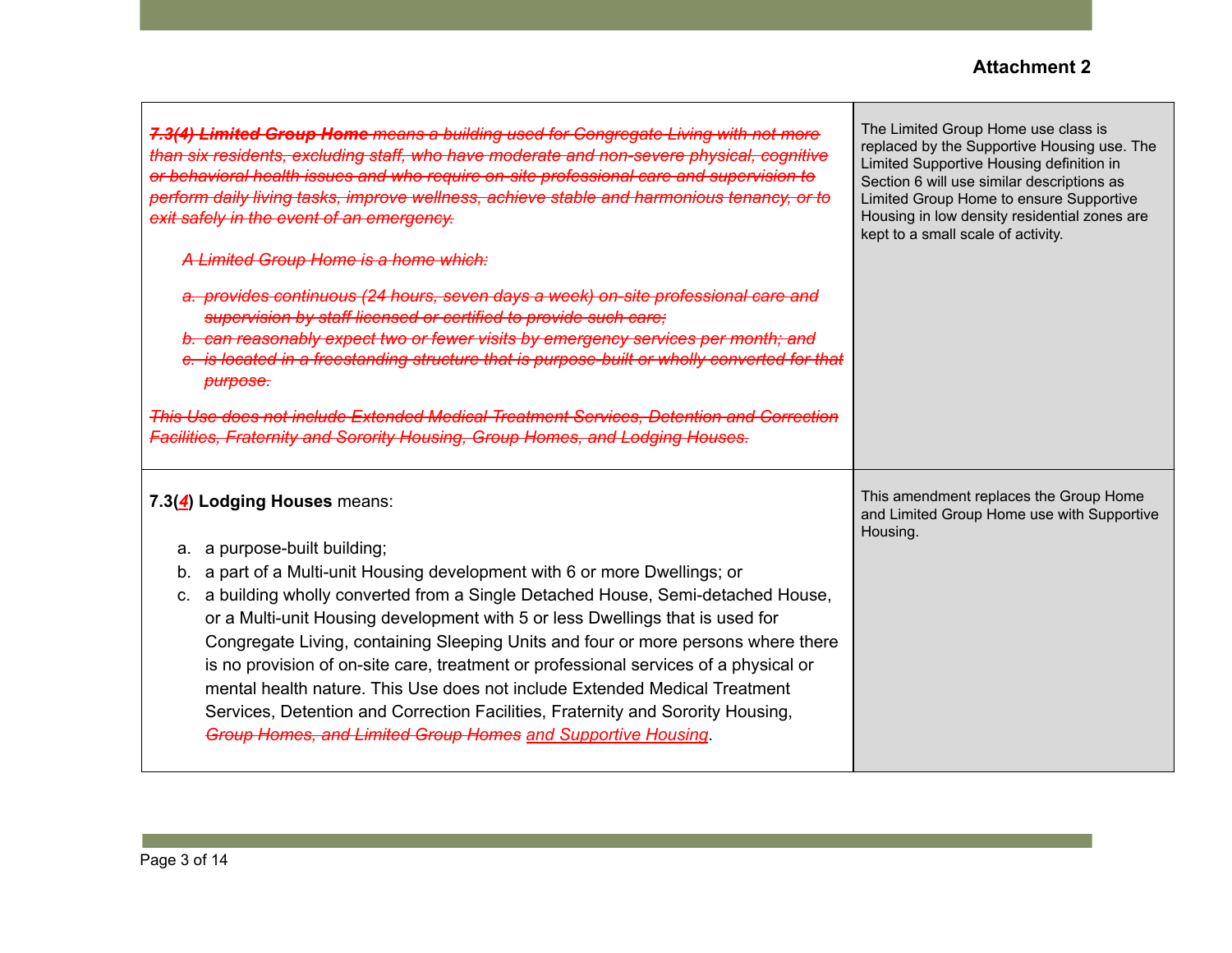**Attachment 2**

| | |
|---|---|
| ~~***7.3(4) Limited Group Home*** *means a building used for Congregate Living with not more than six residents, excluding staff, who have moderate and non-severe physical, cognitive or behavioral health issues and who require on-site professional care and supervision to perform daily living tasks, improve wellness, achieve stable and harmonious tenancy, or to exit safely in the event of an emergency.*~~<br><br>~~*A Limited Group Home is a home which:*~~<br><br>~~*a. provides continuous (24 hours, seven days a week) on-site professional care and supervision by staff licensed or certified to provide such care;*~~<br>~~*b. can reasonably expect two or fewer visits by emergency services per month; and*~~<br>~~*c. is located in a freestanding structure that is purpose-built or wholly converted for that purpose.*~~<br><br>~~*This Use does not include Extended Medical Treatment Services, Detention and Correction Facilities, Fraternity and Sorority Housing, Group Homes, and Lodging Houses.*~~ | The Limited Group Home use class is replaced by the Supportive Housing use. The Limited Supportive Housing definition in Section 6 will use similar descriptions as Limited Group Home to ensure Supportive Housing in low density residential zones are kept to a small scale of activity. |
| **7.3(*<u>4</u>*) Lodging Houses** means:<br><br>a. a purpose-built building;<br>b. a part of a Multi-unit Housing development with 6 or more Dwellings; or<br>c. a building wholly converted from a Single Detached House, Semi-detached House, or a Multi-unit Housing development with 5 or less Dwellings that is used for Congregate Living, containing Sleeping Units and four or more persons where there is no provision of on-site care, treatment or professional services of a physical or mental health nature. This Use does not include Extended Medical Treatment Services, Detention and Correction Facilities, Fraternity and Sorority Housing, ~~*Group Homes, and Limited Group Homes*~~ *<u>and Supportive Housing</u>*. | This amendment replaces the Group Home and Limited Group Home use with Supportive Housing. |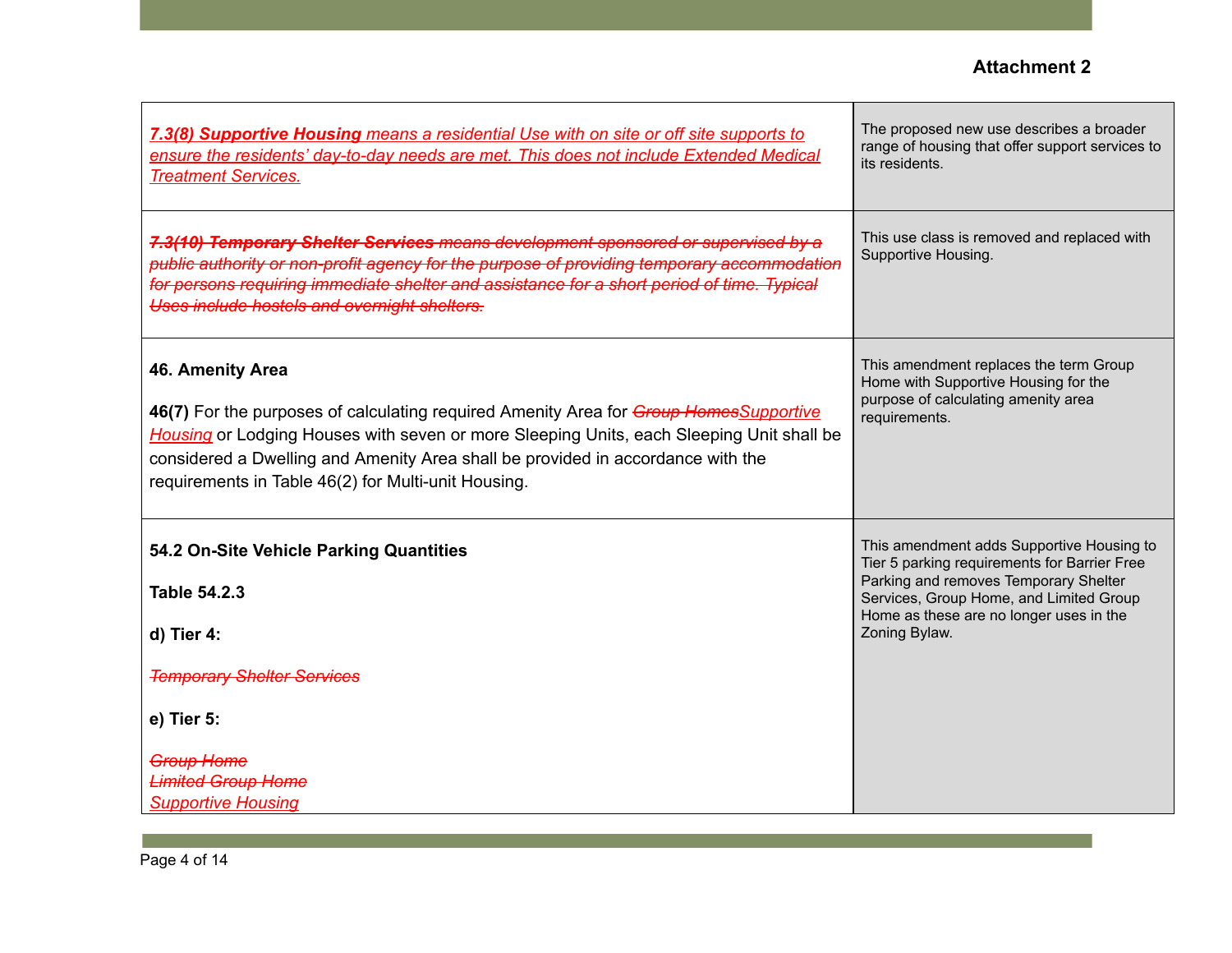**Attachment 2**

| | |
|---|---|
| <ins>***7.3(8) Supportive Housing*** *means a residential Use with on site or off site supports to ensure the residents' day-to-day needs are met. This does not include Extended Medical Treatment Services.*</ins> | The proposed new use describes a broader range of housing that offer support services to its residents. |
| ~~***7.3(10) Temporary Shelter Services*** *means development sponsored or supervised by a public authority or non-profit agency for the purpose of providing temporary accommodation for persons requiring immediate shelter and assistance for a short period of time. Typical Uses include hostels and overnight shelters.*~~ | This use class is removed and replaced with Supportive Housing. |
| **46. Amenity Area**<br><br>**46(7)** For the purposes of calculating required Amenity Area for ~~*Group Homes*~~<ins>*Supportive Housing*</ins> or Lodging Houses with seven or more Sleeping Units, each Sleeping Unit shall be considered a Dwelling and Amenity Area shall be provided in accordance with the requirements in Table 46(2) for Multi-unit Housing. | This amendment replaces the term Group Home with Supportive Housing for the purpose of calculating amenity area requirements. |
| **54.2 On-Site Vehicle Parking Quantities**<br><br>**Table 54.2.3**<br><br>**d) Tier 4:**<br><br>~~*Temporary Shelter Services*~~<br><br>**e) Tier 5:**<br><br>~~*Group Home*~~<br>~~*Limited Group Home*~~<br><ins>*Supportive Housing*</ins> | This amendment adds Supportive Housing to Tier 5 parking requirements for Barrier Free Parking and removes Temporary Shelter Services, Group Home, and Limited Group Home as these are no longer uses in the Zoning Bylaw. |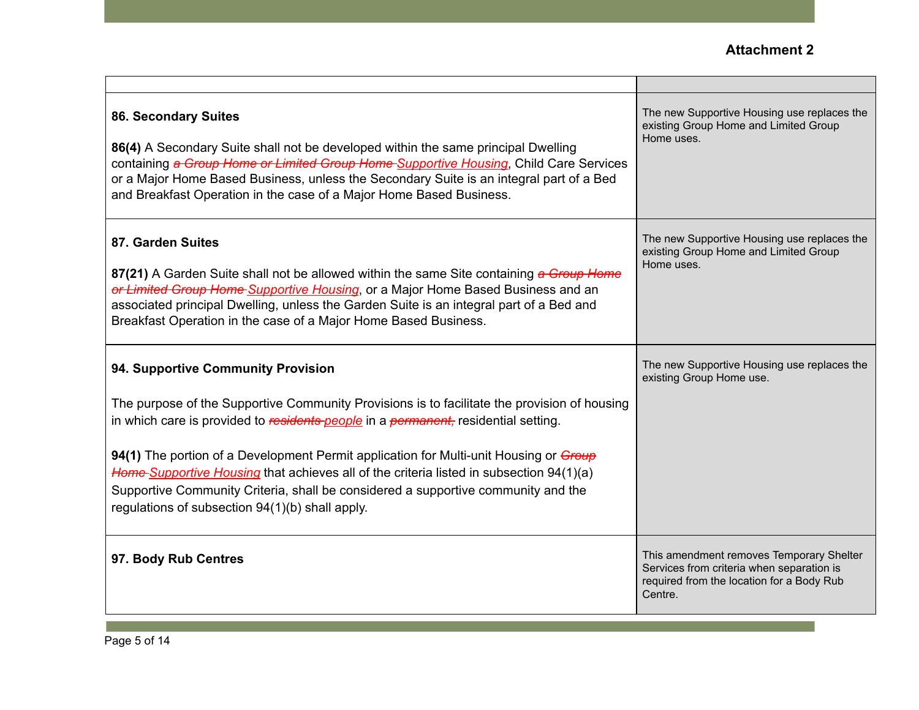**Attachment 2**

| | |
|---|---|
| **86. Secondary Suites**<br><br>**86(4)** A Secondary Suite shall not be developed within the same principal Dwelling containing ~~a Group Home or Limited Group Home~~ Supportive Housing, Child Care Services or a Major Home Based Business, unless the Secondary Suite is an integral part of a Bed and Breakfast Operation in the case of a Major Home Based Business. | The new Supportive Housing use replaces the existing Group Home and Limited Group Home uses. |
| **87. Garden Suites**<br><br>**87(21)** A Garden Suite shall not be allowed within the same Site containing ~~a Group Home or Limited Group Home~~ Supportive Housing, or a Major Home Based Business and an associated principal Dwelling, unless the Garden Suite is an integral part of a Bed and Breakfast Operation in the case of a Major Home Based Business. | The new Supportive Housing use replaces the existing Group Home and Limited Group Home uses. |
| **94. Supportive Community Provision**<br><br>The purpose of the Supportive Community Provisions is to facilitate the provision of housing in which care is provided to ~~residents~~ people in a ~~permanent,~~ residential setting.<br><br>**94(1)** The portion of a Development Permit application for Multi-unit Housing or ~~Group Home~~ Supportive Housing that achieves all of the criteria listed in subsection 94(1)(a) Supportive Community Criteria, shall be considered a supportive community and the regulations of subsection 94(1)(b) shall apply. | The new Supportive Housing use replaces the existing Group Home use. |
| **97. Body Rub Centres** | This amendment removes Temporary Shelter Services from criteria when separation is required from the location for a Body Rub Centre. |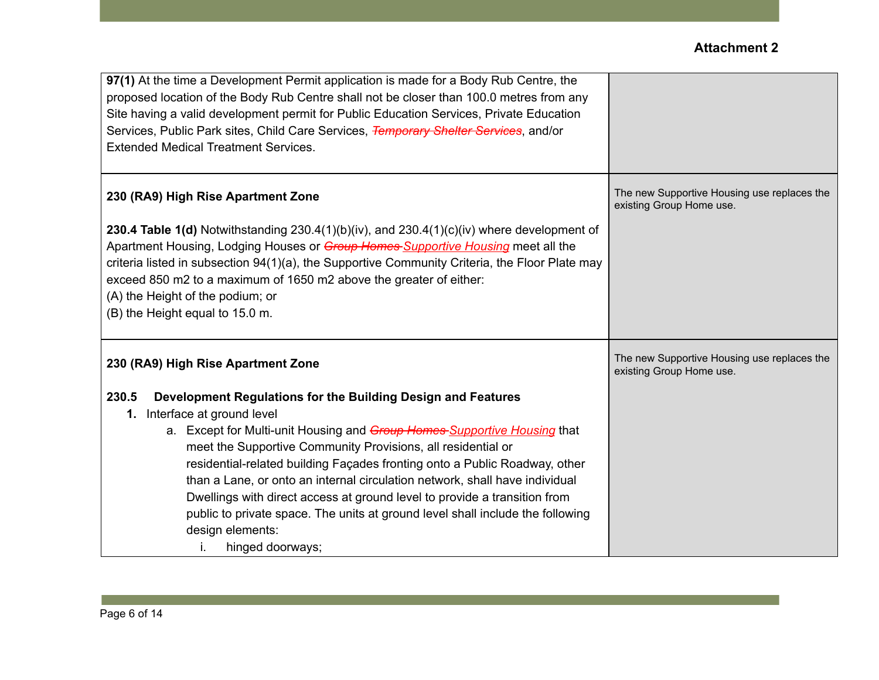**Attachment 2**

| | |
|---|---|
| **97(1)** At the time a Development Permit application is made for a Body Rub Centre, the proposed location of the Body Rub Centre shall not be closer than 100.0 metres from any Site having a valid development permit for Public Education Services, Private Education Services, Public Park sites, Child Care Services, ~~*Temporary Shelter Services*~~, and/or Extended Medical Treatment Services. | |
| **230 (RA9) High Rise Apartment Zone**<br><br>**230.4 Table 1(d)** Notwithstanding 230.4(1)(b)(iv), and 230.4(1)(c)(iv) where development of Apartment Housing, Lodging Houses or ~~*Group Homes*~~ <u>*Supportive Housing*</u> meet all the criteria listed in subsection 94(1)(a), the Supportive Community Criteria, the Floor Plate may exceed 850 m2 to a maximum of 1650 m2 above the greater of either:<br>(A) the Height of the podium; or<br>(B) the Height equal to 15.0 m. | The new Supportive Housing use replaces the existing Group Home use. |
| **230 (RA9) High Rise Apartment Zone**<br><br>**230.5 Development Regulations for the Building Design and Features**<br>**1.** Interface at ground level<br>a. Except for Multi-unit Housing and ~~*Group Homes*~~ <u>*Supportive Housing*</u> that meet the Supportive Community Provisions, all residential or residential-related building Façades fronting onto a Public Roadway, other than a Lane, or onto an internal circulation network, shall have individual Dwellings with direct access at ground level to provide a transition from public to private space. The units at ground level shall include the following design elements:<br>i. hinged doorways; | The new Supportive Housing use replaces the existing Group Home use. |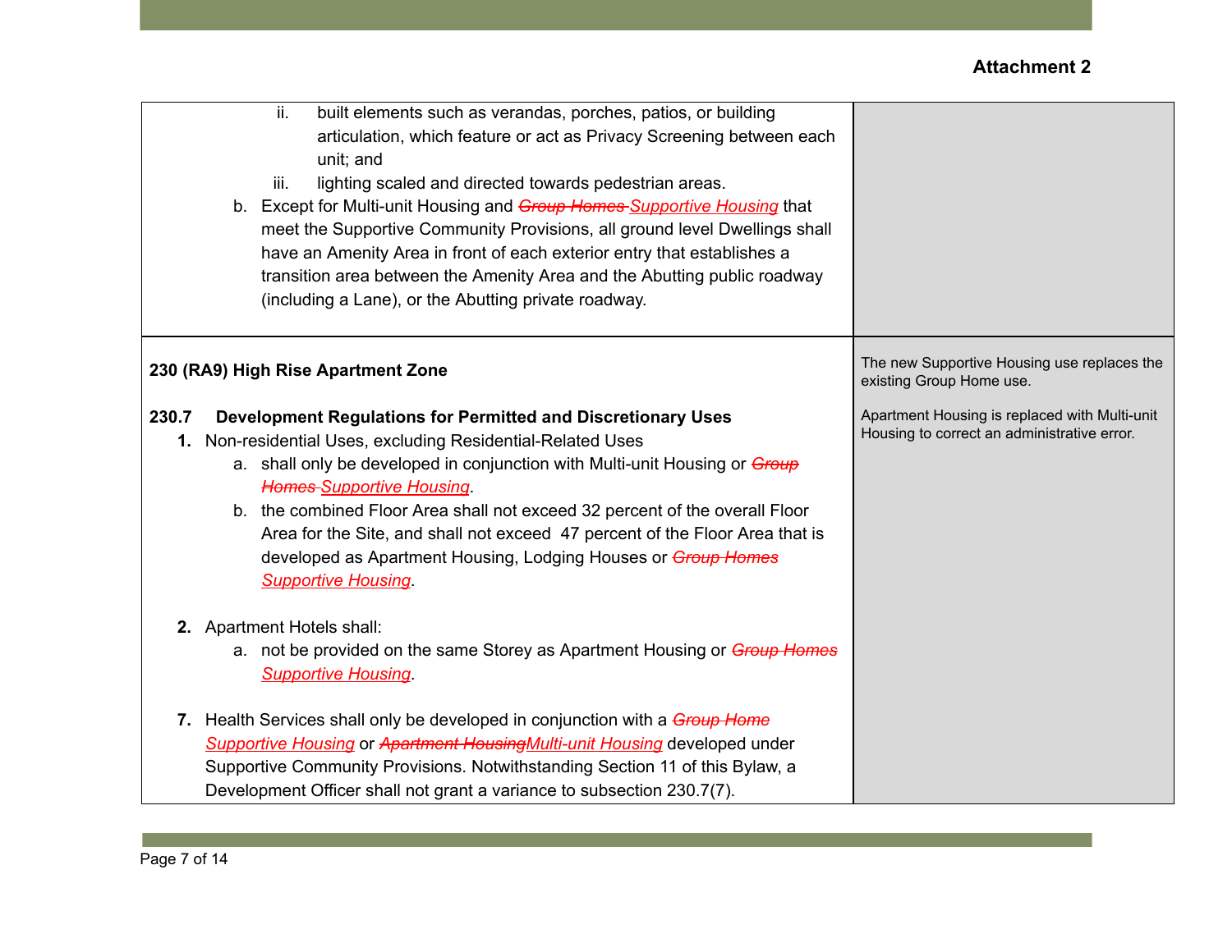Attachment 2

| | |
|---|---|
| ii. built elements such as verandas, porches, patios, or building articulation, which feature or act as Privacy Screening between each unit; and<br>iii. lighting scaled and directed towards pedestrian areas.<br>b. Except for Multi-unit Housing and ~~Group Homes~~ <u>*Supportive Housing*</u> that meet the Supportive Community Provisions, all ground level Dwellings shall have an Amenity Area in front of each exterior entry that establishes a transition area between the Amenity Area and the Abutting public roadway (including a Lane), or the Abutting private roadway. | |
| **230 (RA9) High Rise Apartment Zone**<br><br>**230.7 Development Regulations for Permitted and Discretionary Uses**<br>**1.** Non-residential Uses, excluding Residential-Related Uses<br>a. shall only be developed in conjunction with Multi-unit Housing or ~~*Group Homes*~~ <u>*Supportive Housing*</u>.<br>b. the combined Floor Area shall not exceed 32 percent of the overall Floor Area for the Site, and shall not exceed 47 percent of the Floor Area that is developed as Apartment Housing, Lodging Houses or ~~*Group Homes*~~ <u>*Supportive Housing*</u>.<br><br>**2.** Apartment Hotels shall:<br>a. not be provided on the same Storey as Apartment Housing or ~~*Group Homes*~~ <u>*Supportive Housing*</u>.<br><br>**7.** Health Services shall only be developed in conjunction with a ~~*Group Home*~~ <u>*Supportive Housing*</u> or ~~*Apartment Housing*~~<u>*Multi-unit Housing*</u> developed under Supportive Community Provisions. Notwithstanding Section 11 of this Bylaw, a Development Officer shall not grant a variance to subsection 230.7(7). | The new Supportive Housing use replaces the existing Group Home use.<br><br>Apartment Housing is replaced with Multi-unit Housing to correct an administrative error. |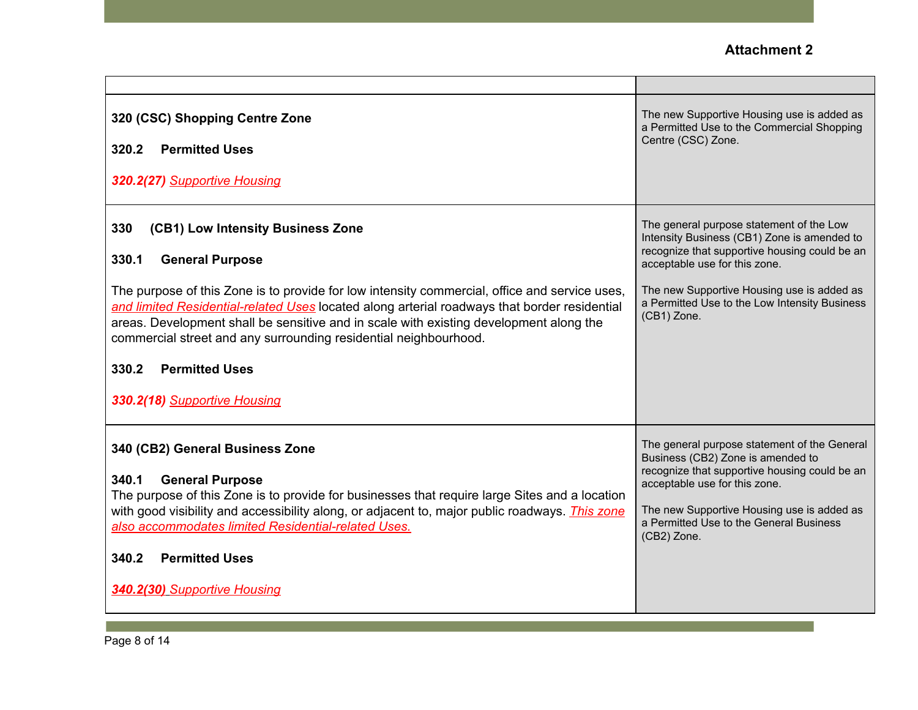**Attachment 2**

| | |
|---|---|
| **320 (CSC) Shopping Centre Zone**<br><br>**320.2 Permitted Uses**<br><br>***320.2(27)*** *Supportive Housing* | The new Supportive Housing use is added as a Permitted Use to the Commercial Shopping Centre (CSC) Zone. |
| **330 (CB1) Low Intensity Business Zone**<br><br>**330.1 General Purpose**<br><br>The purpose of this Zone is to provide for low intensity commercial, office and service uses, *and limited Residential-related Uses* located along arterial roadways that border residential areas. Development shall be sensitive and in scale with existing development along the commercial street and any surrounding residential neighbourhood.<br><br>**330.2 Permitted Uses**<br><br>***330.2(18)*** *Supportive Housing* | The general purpose statement of the Low Intensity Business (CB1) Zone is amended to recognize that supportive housing could be an acceptable use for this zone.<br><br>The new Supportive Housing use is added as a Permitted Use to the Low Intensity Business (CB1) Zone. |
| **340 (CB2) General Business Zone**<br><br>**340.1 General Purpose**<br>The purpose of this Zone is to provide for businesses that require large Sites and a location with good visibility and accessibility along, or adjacent to, major public roadways. *This zone also accommodates limited Residential-related Uses.*<br><br>**340.2 Permitted Uses**<br><br>***340.2(30)*** *Supportive Housing* | The general purpose statement of the General Business (CB2) Zone is amended to recognize that supportive housing could be an acceptable use for this zone.<br><br>The new Supportive Housing use is added as a Permitted Use to the General Business (CB2) Zone. |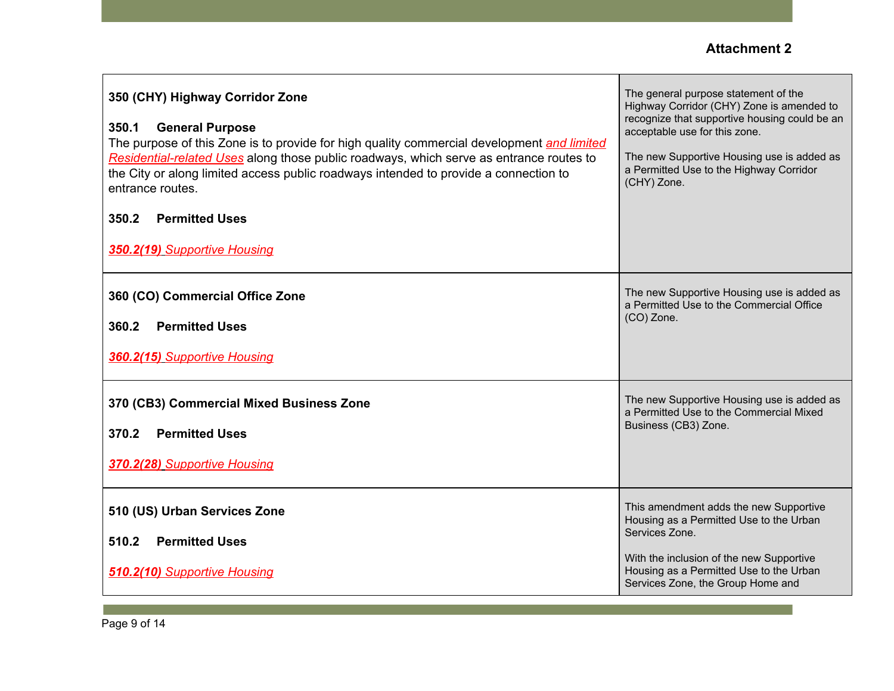**Attachment 2**

| | |
|---|---|
| **350 (CHY) Highway Corridor Zone**<br><br>**350.1 General Purpose**<br>The purpose of this Zone is to provide for high quality commercial development *and limited Residential-related Uses* along those public roadways, which serve as entrance routes to the City or along limited access public roadways intended to provide a connection to entrance routes.<br><br>**350.2 Permitted Uses**<br><br>***350.2(19)*** *Supportive Housing* | The general purpose statement of the Highway Corridor (CHY) Zone is amended to recognize that supportive housing could be an acceptable use for this zone.<br><br>The new Supportive Housing use is added as a Permitted Use to the Highway Corridor (CHY) Zone. |
| **360 (CO) Commercial Office Zone**<br><br>**360.2 Permitted Uses**<br><br>***360.2(15)*** *Supportive Housing* | The new Supportive Housing use is added as a Permitted Use to the Commercial Office (CO) Zone. |
| **370 (CB3) Commercial Mixed Business Zone**<br><br>**370.2 Permitted Uses**<br><br>***370.2(28)*** *Supportive Housing* | The new Supportive Housing use is added as a Permitted Use to the Commercial Mixed Business (CB3) Zone. |
| **510 (US) Urban Services Zone**<br><br>**510.2 Permitted Uses**<br><br>***510.2(10)*** *Supportive Housing* | This amendment adds the new Supportive Housing as a Permitted Use to the Urban Services Zone.<br><br>With the inclusion of the new Supportive Housing as a Permitted Use to the Urban Services Zone, the Group Home and |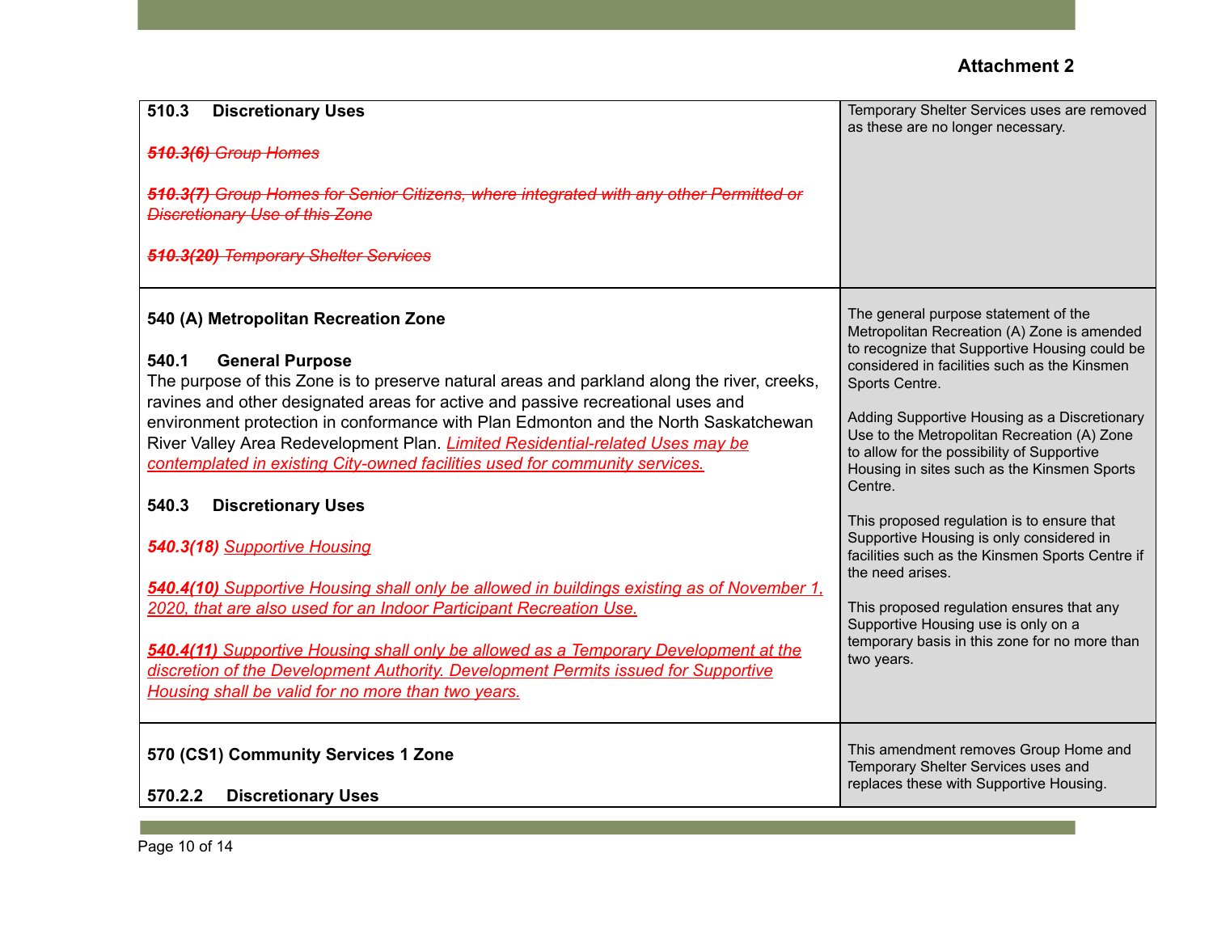**Attachment 2**

| | |
|---|---|
| **510.3 Discretionary Uses**<br><br>~~***510.3(6)*** *Group Homes*~~<br><br>~~***510.3(7)*** *Group Homes for Senior Citizens, where integrated with any other Permitted or Discretionary Use of this Zone*~~<br><br>~~***510.3(20)*** *Temporary Shelter Services*~~ | Temporary Shelter Services uses are removed as these are no longer necessary. |
| **540 (A) Metropolitan Recreation Zone**<br><br>**540.1 General Purpose**<br>The purpose of this Zone is to preserve natural areas and parkland along the river, creeks, ravines and other designated areas for active and passive recreational uses and environment protection in conformance with Plan Edmonton and the North Saskatchewan River Valley Area Redevelopment Plan. <u>*Limited Residential-related Uses may be contemplated in existing City-owned facilities used for community services.*</u><br><br>**540.3 Discretionary Uses**<br><br>***540.3(18)*** <u>*Supportive Housing*</u><br><br><u>***540.4(10)*** *Supportive Housing shall only be allowed in buildings existing as of November 1, 2020, that are also used for an Indoor Participant Recreation Use.*</u><br><br><u>***540.4(11)*** *Supportive Housing shall only be allowed as a Temporary Development at the discretion of the Development Authority. Development Permits issued for Supportive Housing shall be valid for no more than two years.*</u> | The general purpose statement of the Metropolitan Recreation (A) Zone is amended to recognize that Supportive Housing could be considered in facilities such as the Kinsmen Sports Centre.<br><br>Adding Supportive Housing as a Discretionary Use to the Metropolitan Recreation (A) Zone to allow for the possibility of Supportive Housing in sites such as the Kinsmen Sports Centre.<br><br>This proposed regulation is to ensure that Supportive Housing is only considered in facilities such as the Kinsmen Sports Centre if the need arises.<br><br>This proposed regulation ensures that any Supportive Housing use is only on a temporary basis in this zone for no more than two years. |
| **570 (CS1) Community Services 1 Zone**<br><br>**570.2.2 Discretionary Uses** | This amendment removes Group Home and Temporary Shelter Services uses and replaces these with Supportive Housing. |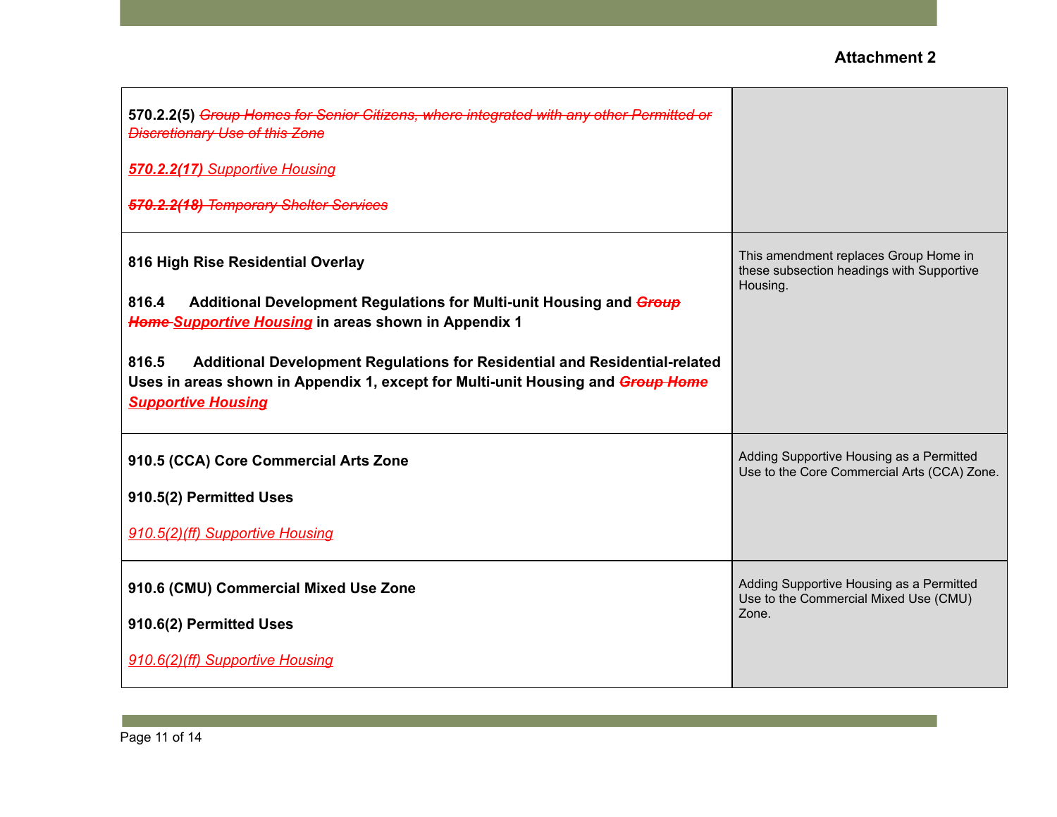**Attachment 2**

| | |
|---|---|
| **570.2.2(5)** ~~Group Homes for Senior Citizens, where integrated with any other Permitted or Discretionary Use of this Zone~~<br><br>***570.2.2(17)*** *Supportive Housing*<br><br>~~***570.2.2(18)*** *Temporary Shelter Services*~~ | |
| **816 High Rise Residential Overlay**<br><br>**816.4 Additional Development Regulations for Multi-unit Housing and** ~~***Group Home***~~ ***Supportive Housing*** **in areas shown in Appendix 1**<br><br>**816.5 Additional Development Regulations for Residential and Residential-related Uses in areas shown in Appendix 1, except for Multi-unit Housing and** ~~***Group Home***~~ ***Supportive Housing*** | This amendment replaces Group Home in these subsection headings with Supportive Housing. |
| **910.5 (CCA) Core Commercial Arts Zone**<br><br>**910.5(2) Permitted Uses**<br><br>*910.5(2)(ff) Supportive Housing* | Adding Supportive Housing as a Permitted Use to the Core Commercial Arts (CCA) Zone. |
| **910.6 (CMU) Commercial Mixed Use Zone**<br><br>**910.6(2) Permitted Uses**<br><br>*910.6(2)(ff) Supportive Housing* | Adding Supportive Housing as a Permitted Use to the Commercial Mixed Use (CMU) Zone. |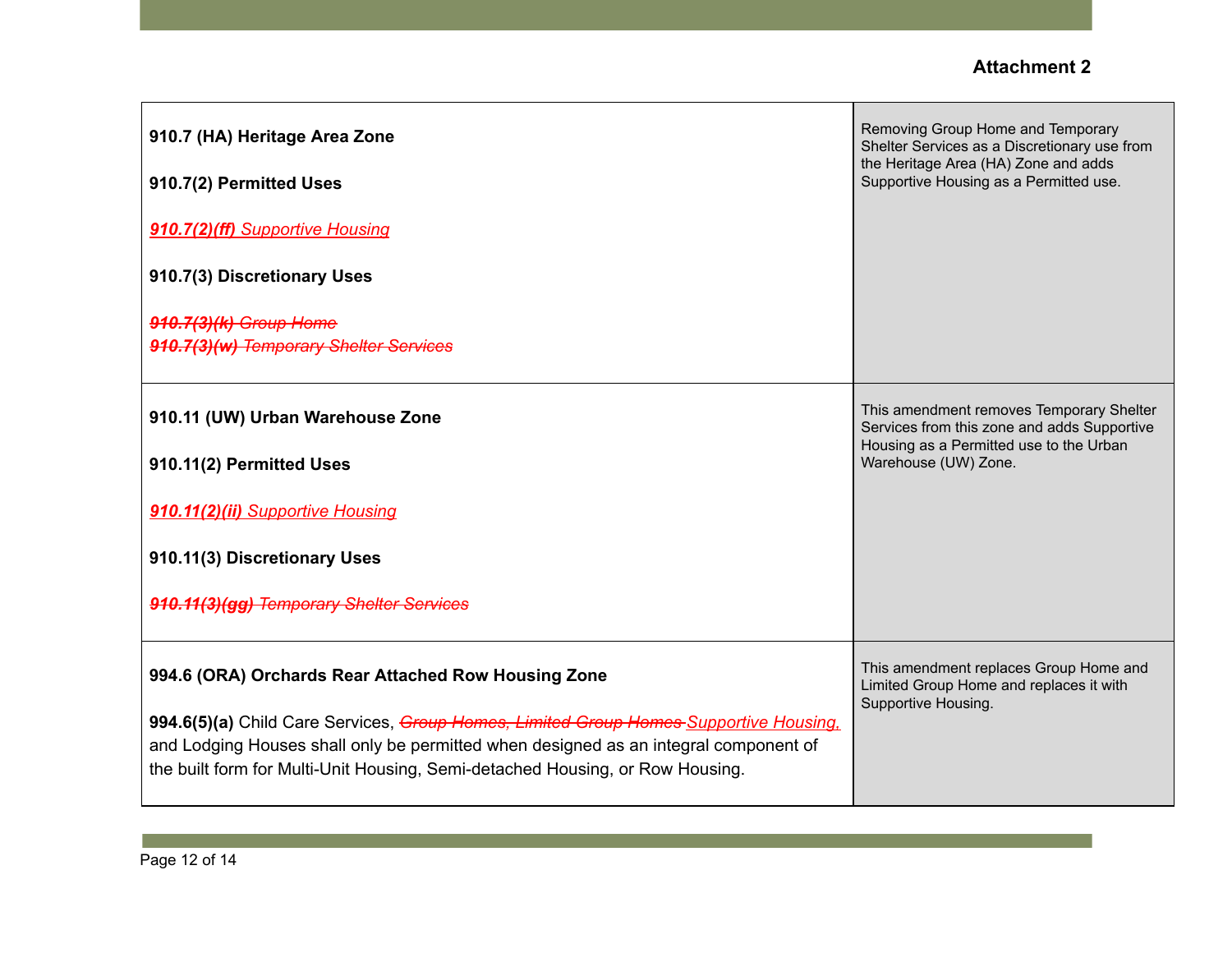**Attachment 2**

| | |
|---|---|
| **910.7 (HA) Heritage Area Zone**<br><br>**910.7(2) Permitted Uses**<br><br>***910.7(2)(ff)*** *Supportive Housing*<br><br>**910.7(3) Discretionary Uses**<br><br>~~***910.7(3)(k)*** *Group Home*~~<br>~~***910.7(3)(w)*** *Temporary Shelter Services*~~ | Removing Group Home and Temporary Shelter Services as a Discretionary use from the Heritage Area (HA) Zone and adds Supportive Housing as a Permitted use. |
| **910.11 (UW) Urban Warehouse Zone**<br><br>**910.11(2) Permitted Uses**<br><br>***910.11(2)(ii)*** *Supportive Housing*<br><br>**910.11(3) Discretionary Uses**<br><br>~~***910.11(3)(gg)*** *Temporary Shelter Services*~~ | This amendment removes Temporary Shelter Services from this zone and adds Supportive Housing as a Permitted use to the Urban Warehouse (UW) Zone. |
| **994.6 (ORA) Orchards Rear Attached Row Housing Zone**<br><br>**994.6(5)(a)** Child Care Services, ~~*Group Homes, Limited Group Homes*~~ *Supportive Housing,* and Lodging Houses shall only be permitted when designed as an integral component of the built form for Multi-Unit Housing, Semi-detached Housing, or Row Housing. | This amendment replaces Group Home and Limited Group Home and replaces it with Supportive Housing. |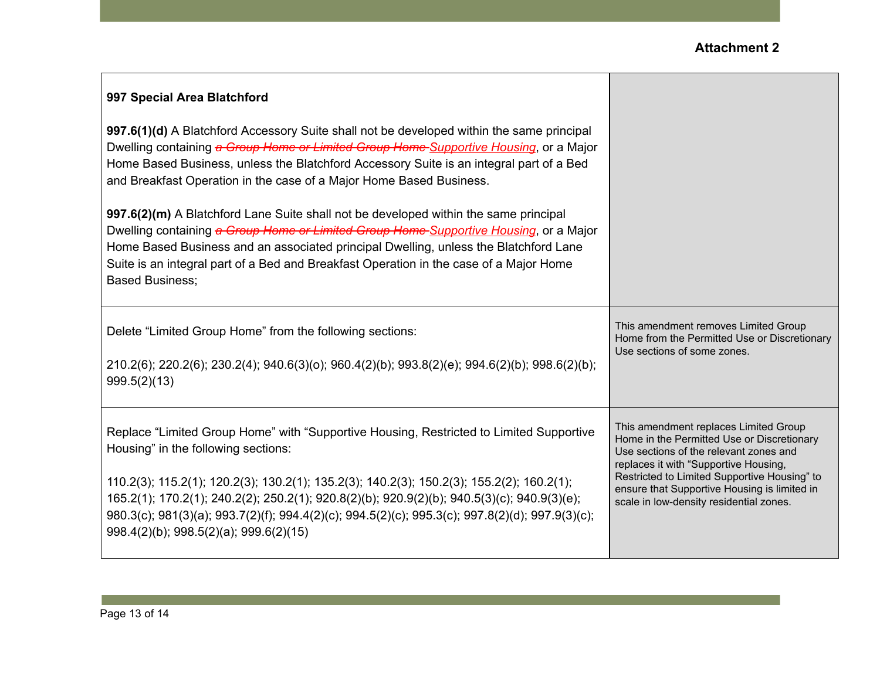**Attachment 2**

| | |
|---|---|
| **997 Special Area Blatchford**<br><br>**997.6(1)(d)** A Blatchford Accessory Suite shall not be developed within the same principal Dwelling containing ~~*a Group Home or Limited Group Home*~~ <u>*Supportive Housing*</u>, or a Major Home Based Business, unless the Blatchford Accessory Suite is an integral part of a Bed and Breakfast Operation in the case of a Major Home Based Business.<br><br>**997.6(2)(m)** A Blatchford Lane Suite shall not be developed within the same principal Dwelling containing ~~*a Group Home or Limited Group Home*~~ <u>*Supportive Housing*</u>, or a Major Home Based Business and an associated principal Dwelling, unless the Blatchford Lane Suite is an integral part of a Bed and Breakfast Operation in the case of a Major Home Based Business; | |
| Delete “Limited Group Home” from the following sections:<br><br>210.2(6); 220.2(6); 230.2(4); 940.6(3)(o); 960.4(2)(b); 993.8(2)(e); 994.6(2)(b); 998.6(2)(b); 999.5(2)(13) | This amendment removes Limited Group Home from the Permitted Use or Discretionary Use sections of some zones. |
| Replace “Limited Group Home” with “Supportive Housing, Restricted to Limited Supportive Housing” in the following sections:<br><br>110.2(3); 115.2(1); 120.2(3); 130.2(1); 135.2(3); 140.2(3); 150.2(3); 155.2(2); 160.2(1); 165.2(1); 170.2(1); 240.2(2); 250.2(1); 920.8(2)(b); 920.9(2)(b); 940.5(3)(c); 940.9(3)(e); 980.3(c); 981(3)(a); 993.7(2)(f); 994.4(2)(c); 994.5(2)(c); 995.3(c); 997.8(2)(d); 997.9(3)(c); 998.4(2)(b); 998.5(2)(a); 999.6(2)(15) | This amendment replaces Limited Group Home in the Permitted Use or Discretionary Use sections of the relevant zones and replaces it with “Supportive Housing, Restricted to Limited Supportive Housing” to ensure that Supportive Housing is limited in scale in low-density residential zones. |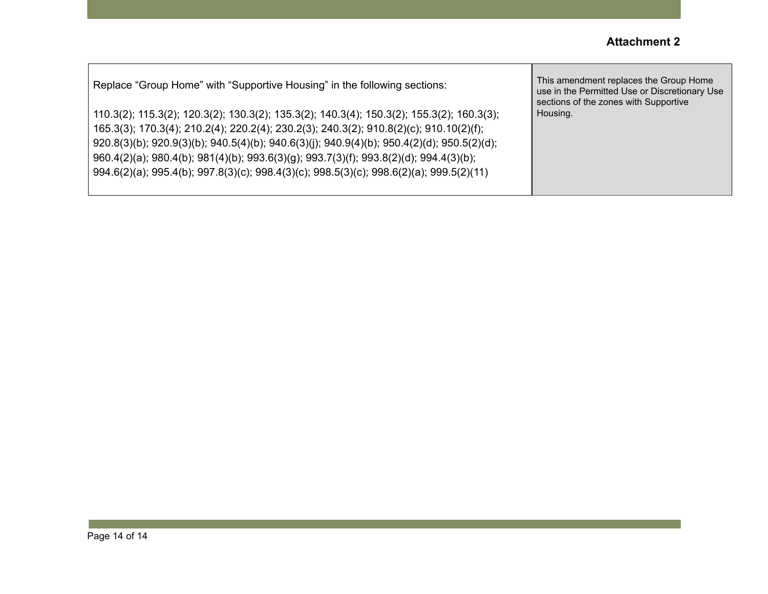**Attachment 2**

| | |
|---|---|
| Replace “Group Home” with “Supportive Housing” in the following sections:<br><br>110.3(2); 115.3(2); 120.3(2); 130.3(2); 135.3(2); 140.3(4); 150.3(2); 155.3(2); 160.3(3); 165.3(3); 170.3(4); 210.2(4); 220.2(4); 230.2(3); 240.3(2); 910.8(2)(c); 910.10(2)(f); 920.8(3)(b); 920.9(3)(b); 940.5(4)(b); 940.6(3)(j); 940.9(4)(b); 950.4(2)(d); 950.5(2)(d); 960.4(2)(a); 980.4(b); 981(4)(b); 993.6(3)(g); 993.7(3)(f); 993.8(2)(d); 994.4(3)(b); 994.6(2)(a); 995.4(b); 997.8(3)(c); 998.4(3)(c); 998.5(3)(c); 998.6(2)(a); 999.5(2)(11) | This amendment replaces the Group Home use in the Permitted Use or Discretionary Use sections of the zones with Supportive Housing. |